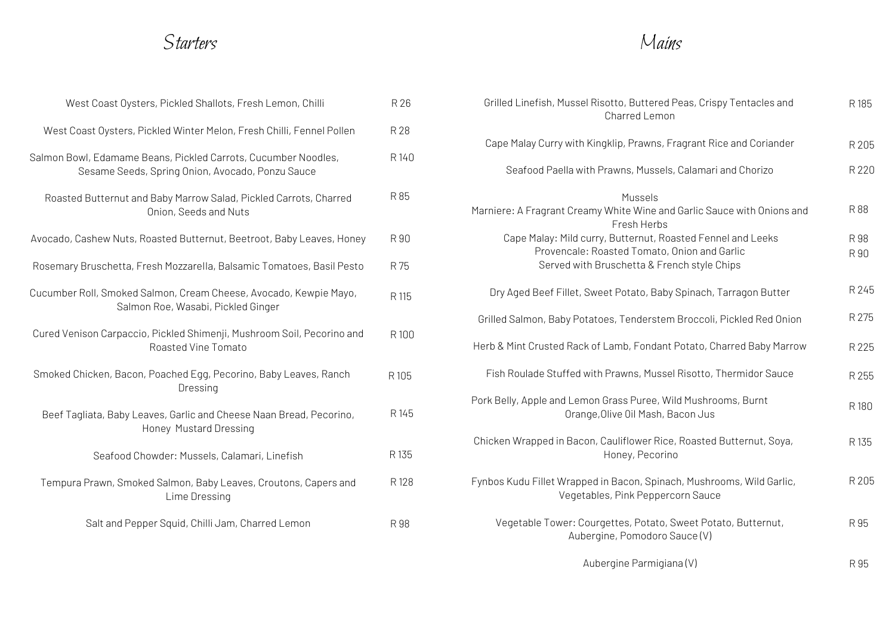## Starters

| Item | Price |
|---|---|
| West Coast Oysters, Pickled Shallots, Fresh Lemon, Chilli | R 26 |
| West Coast Oysters, Pickled Winter Melon, Fresh Chilli, Fennel Pollen | R 28 |
| Salmon Bowl, Edamame Beans, Pickled Carrots, Cucumber Noodles, Sesame Seeds, Spring Onion, Avocado, Ponzu Sauce | R 140 |
| Roasted Butternut and Baby Marrow Salad, Pickled Carrots, Charred Onion, Seeds and Nuts | R 85 |
| Avocado, Cashew Nuts, Roasted Butternut, Beetroot, Baby Leaves, Honey | R 90 |
| Rosemary Bruschetta, Fresh Mozzarella, Balsamic Tomatoes, Basil Pesto | R 75 |
| Cucumber Roll, Smoked Salmon, Cream Cheese, Avocado, Kewpie Mayo, Salmon Roe, Wasabi, Pickled Ginger | R 115 |
| Cured Venison Carpaccio, Pickled Shimenji, Mushroom Soil, Pecorino and Roasted Vine Tomato | R 100 |
| Smoked Chicken, Bacon, Poached Egg, Pecorino, Baby Leaves, Ranch Dressing | R 105 |
| Beef Tagliata, Baby Leaves, Garlic and Cheese Naan Bread, Pecorino, Honey Mustard Dressing | R 145 |
| Seafood Chowder: Mussels, Calamari, Linefish | R 135 |
| Tempura Prawn, Smoked Salmon, Baby Leaves, Croutons, Capers and Lime Dressing | R 128 |
| Salt and Pepper Squid, Chilli Jam, Charred Lemon | R 98 |

## Mains

| Item | Price |
|---|---|
| Grilled Linefish, Mussel Risotto, Buttered Peas, Crispy Tentacles and Charred Lemon | R 185 |
| Cape Malay Curry with Kingklip, Prawns, Fragrant Rice and Coriander | R 205 |
| Seafood Paella with Prawns, Mussels, Calamari and Chorizo | R 220 |
| **Mussels** | |
| Marniere: A Fragrant Creamy White Wine and Garlic Sauce with Onions and Fresh Herbs | R 88 |
| Cape Malay: Mild curry, Butternut, Roasted Fennel and Leeks | R 98 |
| Provencale: Roasted Tomato, Onion and Garlic | R 90 |
| Served with Bruschetta & French style Chips | |
| Dry Aged Beef Fillet, Sweet Potato, Baby Spinach, Tarragon Butter | R 245 |
| Grilled Salmon, Baby Potatoes, Tenderstem Broccoli, Pickled Red Onion | R 275 |
| Herb & Mint Crusted Rack of Lamb, Fondant Potato, Charred Baby Marrow | R 225 |
| Fish Roulade Stuffed with Prawns, Mussel Risotto, Thermidor Sauce | R 255 |
| Pork Belly, Apple and Lemon Grass Puree, Wild Mushrooms, Burnt Orange,Olive Oil Mash, Bacon Jus | R 180 |
| Chicken Wrapped in Bacon, Cauliflower Rice, Roasted Butternut, Soya, Honey, Pecorino | R 135 |
| Fynbos Kudu Fillet Wrapped in Bacon, Spinach, Mushrooms, Wild Garlic, Vegetables, Pink Peppercorn Sauce | R 205 |
| Vegetable Tower: Courgettes, Potato, Sweet Potato, Butternut, Aubergine, Pomodoro Sauce (V) | R 95 |
| Aubergine Parmigiana (V) | R 95 |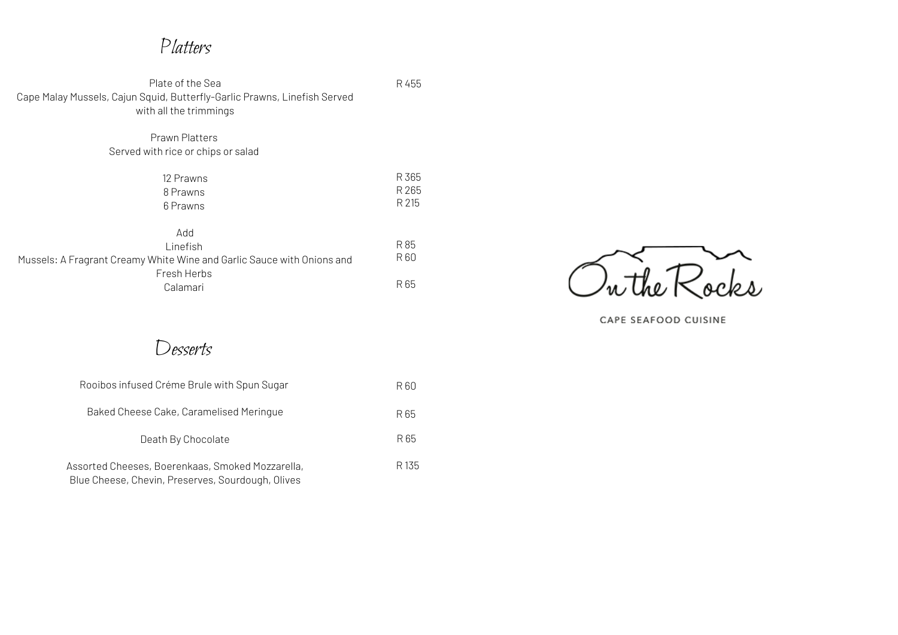## Platters

| | |
|---|---|
| Plate of the Sea<br>Cape Malay Mussels, Cajun Squid, Butterfly-Garlic Prawns, Linefish Served with all the trimmings | R 455 |
| Prawn Platters<br>Served with rice or chips or salad | |
| 12 Prawns | R 365 |
| 8 Prawns | R 265 |
| 6 Prawns | R 215 |
| Add | |
| Linefish | R 85 |
| Mussels: A Fragrant Creamy White Wine and Garlic Sauce with Onions and Fresh Herbs | R 60 |
| Calamari | R 65 |

On the Rocks

CAPE SEAFOOD CUISINE

## Desserts

| | |
|---|---|
| Rooibos infused Créme Brule with Spun Sugar | R 60 |
| Baked Cheese Cake, Caramelised Meringue | R 65 |
| Death By Chocolate | R 65 |
| Assorted Cheeses, Boerenkaas, Smoked Mozzarella, Blue Cheese, Chevin, Preserves, Sourdough, Olives | R 135 |